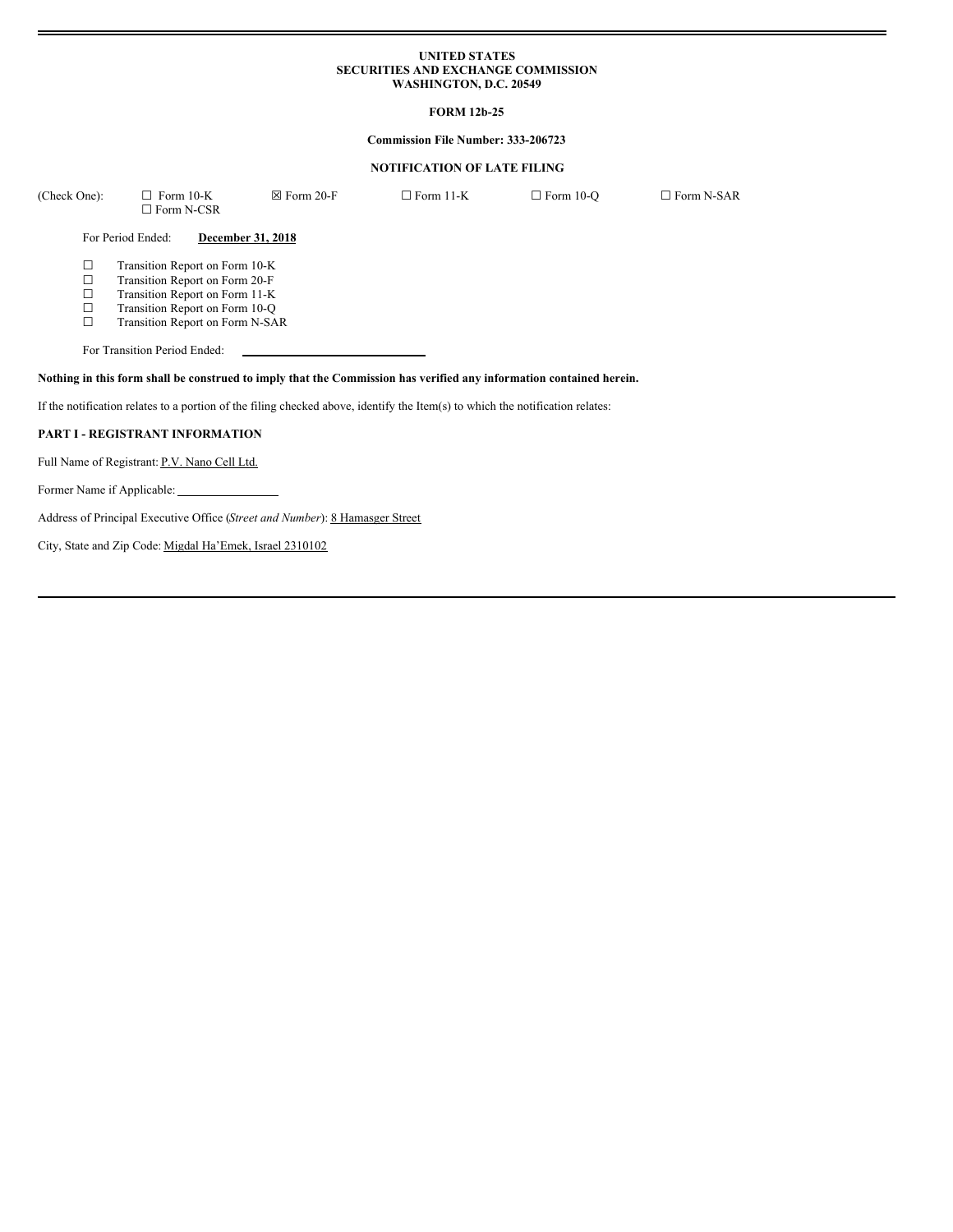**UNITED STATES**
**SECURITIES AND EXCHANGE COMMISSION**
**WASHINGTON, D.C. 20549**

**FORM 12b-25**

**Commission File Number: 333-206723**

**NOTIFICATION OF LATE FILING**

(Check One): ☐ Form 10-K ☒ Form 20-F ☐ Form 11-K ☐ Form 10-Q ☐ Form N-SAR ☐ Form N-CSR

For Period Ended: **December 31, 2018**

☐ Transition Report on Form 10-K
☐ Transition Report on Form 20-F
☐ Transition Report on Form 11-K
☐ Transition Report on Form 10-Q
☐ Transition Report on Form N-SAR

For Transition Period Ended: \_\_\_\_\_\_\_\_\_\_\_\_\_\_\_\_\_\_\_\_

**Nothing in this form shall be construed to imply that the Commission has verified any information contained herein.**

If the notification relates to a portion of the filing checked above, identify the Item(s) to which the notification relates:

**PART I - REGISTRANT INFORMATION**

Full Name of Registrant: P.V. Nano Cell Ltd.

Former Name if Applicable: \_\_\_\_\_\_\_\_\_\_\_\_\_\_\_\_

Address of Principal Executive Office (*Street and Number*): 8 Hamasger Street

City, State and Zip Code: Migdal Ha'Emek, Israel 2310102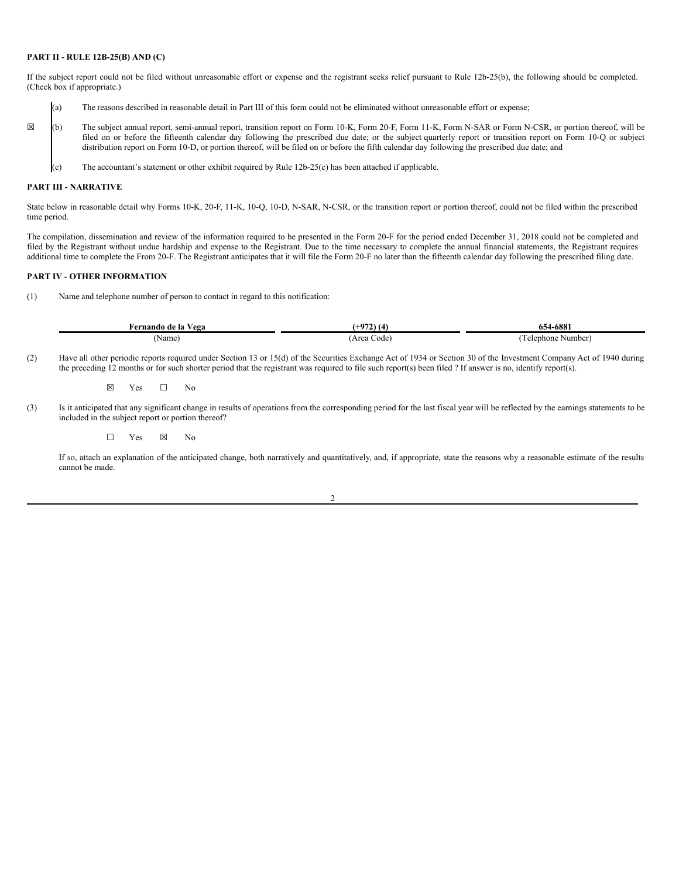**PART II - RULE 12B-25(B) AND (C)**

If the subject report could not be filed without unreasonable effort or expense and the registrant seeks relief pursuant to Rule 12b-25(b), the following should be completed. (Check box if appropriate.)

|   |   |   |
|---|---|---|
|   | (a) | The reasons described in reasonable detail in Part III of this form could not be eliminated without unreasonable effort or expense; |
| ☒ | (b) | The subject annual report, semi-annual report, transition report on Form 10-K, Form 20-F, Form 11-K, Form N-SAR or Form N-CSR, or portion thereof, will be filed on or before the fifteenth calendar day following the prescribed due date; or the subject quarterly report or transition report on Form 10-Q or subject distribution report on Form 10-D, or portion thereof, will be filed on or before the fifth calendar day following the prescribed due date; and |
|   | (c) | The accountant's statement or other exhibit required by Rule 12b-25(c) has been attached if applicable. |

**PART III - NARRATIVE**

State below in reasonable detail why Forms 10-K, 20-F, 11-K, 10-Q, 10-D, N-SAR, N-CSR, or the transition report or portion thereof, could not be filed within the prescribed time period.

The compilation, dissemination and review of the information required to be presented in the Form 20-F for the period ended December 31, 2018 could not be completed and filed by the Registrant without undue hardship and expense to the Registrant. Due to the time necessary to complete the annual financial statements, the Registrant requires additional time to complete the From 20-F. The Registrant anticipates that it will file the Form 20-F no later than the fifteenth calendar day following the prescribed filing date.

**PART IV - OTHER INFORMATION**

(1) Name and telephone number of person to contact in regard to this notification:

| **Fernando de la Vega** | **(+972) (4)** | **654-6881** |
|---|---|---|
| (Name) | (Area Code) | (Telephone Number) |

(2) Have all other periodic reports required under Section 13 or 15(d) of the Securities Exchange Act of 1934 or Section 30 of the Investment Company Act of 1940 during the preceding 12 months or for such shorter period that the registrant was required to file such report(s) been filed ? If answer is no, identify report(s).

☒ Yes ☐ No

(3) Is it anticipated that any significant change in results of operations from the corresponding period for the last fiscal year will be reflected by the earnings statements to be included in the subject report or portion thereof?

☐ Yes ☒ No

If so, attach an explanation of the anticipated change, both narratively and quantitatively, and, if appropriate, state the reasons why a reasonable estimate of the results cannot be made.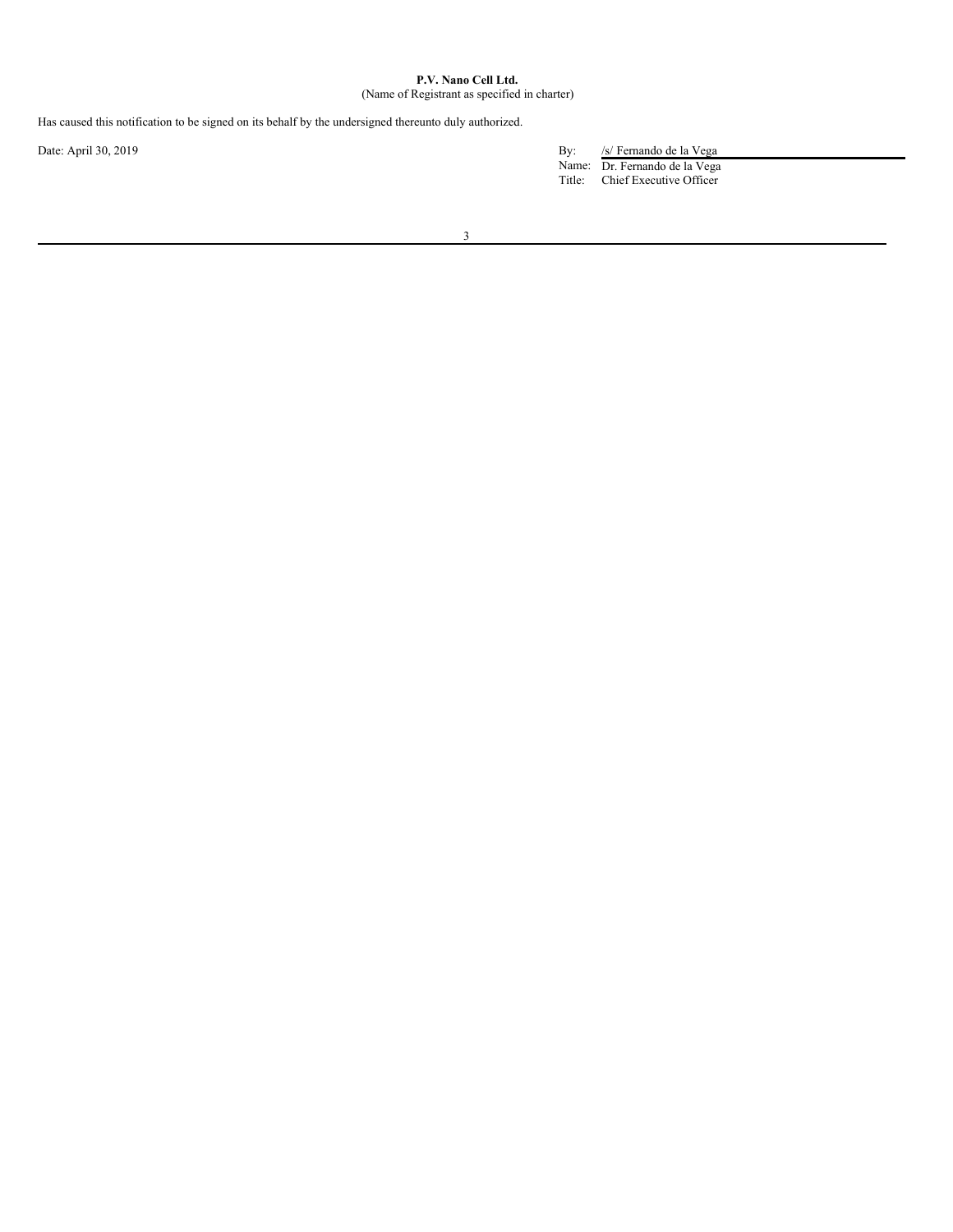**P.V. Nano Cell Ltd.**
(Name of Registrant as specified in charter)

Has caused this notification to be signed on its behalf by the undersigned thereunto duly authorized.

| | | |
|---|---|---|
| Date: April 30, 2019 | By: | /s/ Fernando de la Vega |
| | Name: | Dr. Fernando de la Vega |
| | Title: | Chief Executive Officer |